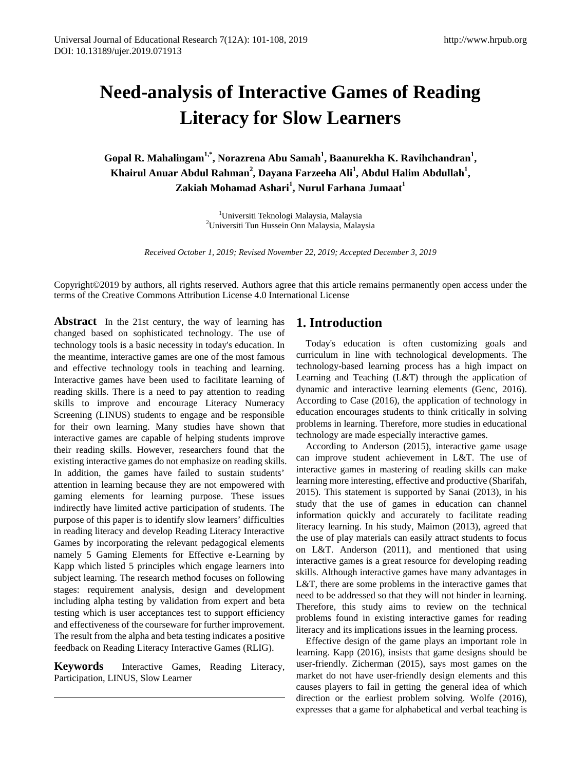# Need-analysis of Interactive Games of Reading Literacy for Slow Learners

**Gopal R. Mahalingam[1,*], Norazrena Abu Samah[1], Baanurekha K. Ravihchandran[1], Khairul Anuar Abdul Rahman[2], Dayana Farzeeha Ali[1], Abdul Halim Abdullah[1], Zakiah Mohamad Ashari[1], Nurul Farhana Jumaat[1]**

[1]Universiti Teknologi Malaysia, Malaysia
[2]Universiti Tun Hussein Onn Malaysia, Malaysia

*Received October 1, 2019; Revised November 22, 2019; Accepted December 3, 2019*

Copyright©2019 by authors, all rights reserved. Authors agree that this article remains permanently open access under the terms of the Creative Commons Attribution License 4.0 International License

**Abstract** In the 21st century, the way of learning has changed based on sophisticated technology. The use of technology tools is a basic necessity in today's education. In the meantime, interactive games are one of the most famous and effective technology tools in teaching and learning. Interactive games have been used to facilitate learning of reading skills. There is a need to pay attention to reading skills to improve and encourage Literacy Numeracy Screening (LINUS) students to engage and be responsible for their own learning. Many studies have shown that interactive games are capable of helping students improve their reading skills. However, researchers found that the existing interactive games do not emphasize on reading skills. In addition, the games have failed to sustain students' attention in learning because they are not empowered with gaming elements for learning purpose. These issues indirectly have limited active participation of students. The purpose of this paper is to identify slow learners' difficulties in reading literacy and develop Reading Literacy Interactive Games by incorporating the relevant pedagogical elements namely 5 Gaming Elements for Effective e-Learning by Kapp which listed 5 principles which engage learners into subject learning. The research method focuses on following stages: requirement analysis, design and development including alpha testing by validation from expert and beta testing which is user acceptances test to support efficiency and effectiveness of the courseware for further improvement. The result from the alpha and beta testing indicates a positive feedback on Reading Literacy Interactive Games (RLIG).

**Keywords** Interactive Games, Reading Literacy, Participation, LINUS, Slow Learner

## 1. Introduction

Today's education is often customizing goals and curriculum in line with technological developments. The technology-based learning process has a high impact on Learning and Teaching (L&T) through the application of dynamic and interactive learning elements (Genc, 2016). According to Case (2016), the application of technology in education encourages students to think critically in solving problems in learning. Therefore, more studies in educational technology are made especially interactive games.

According to Anderson (2015), interactive game usage can improve student achievement in L&T. The use of interactive games in mastering of reading skills can make learning more interesting, effective and productive (Sharifah, 2015). This statement is supported by Sanai (2013), in his study that the use of games in education can channel information quickly and accurately to facilitate reading literacy learning. In his study, Maimon (2013), agreed that the use of play materials can easily attract students to focus on L&T. Anderson (2011), and mentioned that using interactive games is a great resource for developing reading skills. Although interactive games have many advantages in L&T, there are some problems in the interactive games that need to be addressed so that they will not hinder in learning. Therefore, this study aims to review on the technical problems found in existing interactive games for reading literacy and its implications issues in the learning process.

Effective design of the game plays an important role in learning. Kapp (2016), insists that game designs should be user-friendly. Zicherman (2015), says most games on the market do not have user-friendly design elements and this causes players to fail in getting the general idea of which direction or the earliest problem solving. Wolfe (2016), expresses that a game for alphabetical and verbal teaching is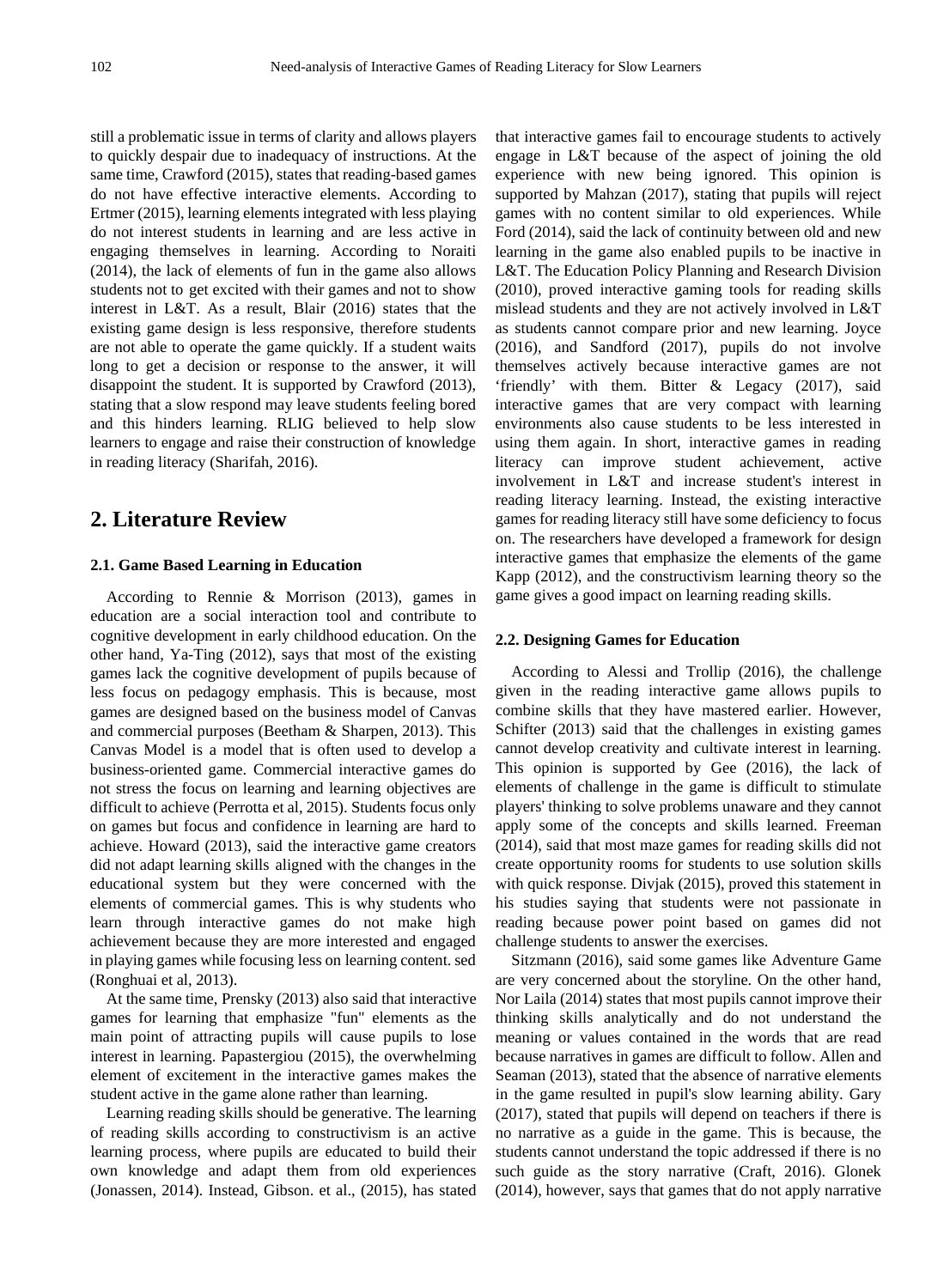still a problematic issue in terms of clarity and allows players to quickly despair due to inadequacy of instructions. At the same time, Crawford (2015), states that reading-based games do not have effective interactive elements. According to Ertmer (2015), learning elements integrated with less playing do not interest students in learning and are less active in engaging themselves in learning. According to Noraiti (2014), the lack of elements of fun in the game also allows students not to get excited with their games and not to show interest in L&T. As a result, Blair (2016) states that the existing game design is less responsive, therefore students are not able to operate the game quickly. If a student waits long to get a decision or response to the answer, it will disappoint the student. It is supported by Crawford (2013), stating that a slow respond may leave students feeling bored and this hinders learning. RLIG believed to help slow learners to engage and raise their construction of knowledge in reading literacy (Sharifah, 2016).

## 2. Literature Review

### 2.1. Game Based Learning in Education

According to Rennie & Morrison (2013), games in education are a social interaction tool and contribute to cognitive development in early childhood education. On the other hand, Ya-Ting (2012), says that most of the existing games lack the cognitive development of pupils because of less focus on pedagogy emphasis. This is because, most games are designed based on the business model of Canvas and commercial purposes (Beetham & Sharpen, 2013). This Canvas Model is a model that is often used to develop a business-oriented game. Commercial interactive games do not stress the focus on learning and learning objectives are difficult to achieve (Perrotta et al, 2015). Students focus only on games but focus and confidence in learning are hard to achieve. Howard (2013), said the interactive game creators did not adapt learning skills aligned with the changes in the educational system but they were concerned with the elements of commercial games. This is why students who learn through interactive games do not make high achievement because they are more interested and engaged in playing games while focusing less on learning content. sed (Ronghuai et al, 2013).

At the same time, Prensky (2013) also said that interactive games for learning that emphasize "fun" elements as the main point of attracting pupils will cause pupils to lose interest in learning. Papastergiou (2015), the overwhelming element of excitement in the interactive games makes the student active in the game alone rather than learning.

Learning reading skills should be generative. The learning of reading skills according to constructivism is an active learning process, where pupils are educated to build their own knowledge and adapt them from old experiences (Jonassen, 2014). Instead, Gibson. et al., (2015), has stated that interactive games fail to encourage students to actively engage in L&T because of the aspect of joining the old experience with new being ignored. This opinion is supported by Mahzan (2017), stating that pupils will reject games with no content similar to old experiences. While Ford (2014), said the lack of continuity between old and new learning in the game also enabled pupils to be inactive in L&T. The Education Policy Planning and Research Division (2010), proved interactive gaming tools for reading skills mislead students and they are not actively involved in L&T as students cannot compare prior and new learning. Joyce (2016), and Sandford (2017), pupils do not involve themselves actively because interactive games are not 'friendly' with them. Bitter & Legacy (2017), said interactive games that are very compact with learning environments also cause students to be less interested in using them again. In short, interactive games in reading literacy can improve student achievement, active involvement in L&T and increase student's interest in reading literacy learning. Instead, the existing interactive games for reading literacy still have some deficiency to focus on. The researchers have developed a framework for design interactive games that emphasize the elements of the game Kapp (2012), and the constructivism learning theory so the game gives a good impact on learning reading skills.

### 2.2. Designing Games for Education

According to Alessi and Trollip (2016), the challenge given in the reading interactive game allows pupils to combine skills that they have mastered earlier. However, Schifter (2013) said that the challenges in existing games cannot develop creativity and cultivate interest in learning. This opinion is supported by Gee (2016), the lack of elements of challenge in the game is difficult to stimulate players' thinking to solve problems unaware and they cannot apply some of the concepts and skills learned. Freeman (2014), said that most maze games for reading skills did not create opportunity rooms for students to use solution skills with quick response. Divjak (2015), proved this statement in his studies saying that students were not passionate in reading because power point based on games did not challenge students to answer the exercises.

Sitzmann (2016), said some games like Adventure Game are very concerned about the storyline. On the other hand, Nor Laila (2014) states that most pupils cannot improve their thinking skills analytically and do not understand the meaning or values contained in the words that are read because narratives in games are difficult to follow. Allen and Seaman (2013), stated that the absence of narrative elements in the game resulted in pupil's slow learning ability. Gary (2017), stated that pupils will depend on teachers if there is no narrative as a guide in the game. This is because, the students cannot understand the topic addressed if there is no such guide as the story narrative (Craft, 2016). Glonek (2014), however, says that games that do not apply narrative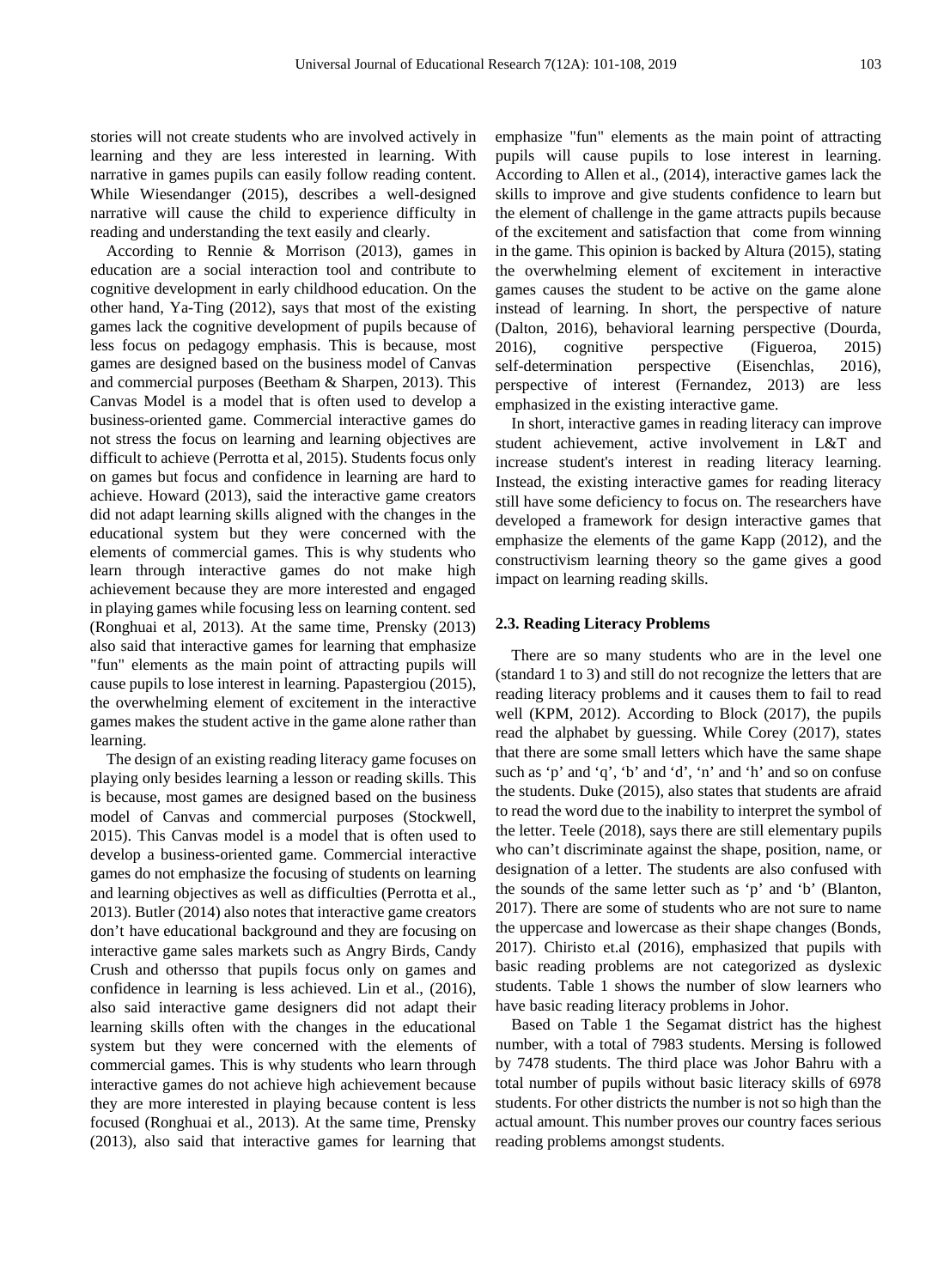stories will not create students who are involved actively in learning and they are less interested in learning. With narrative in games pupils can easily follow reading content. While Wiesendanger (2015), describes a well-designed narrative will cause the child to experience difficulty in reading and understanding the text easily and clearly.

According to Rennie & Morrison (2013), games in education are a social interaction tool and contribute to cognitive development in early childhood education. On the other hand, Ya-Ting (2012), says that most of the existing games lack the cognitive development of pupils because of less focus on pedagogy emphasis. This is because, most games are designed based on the business model of Canvas and commercial purposes (Beetham & Sharpen, 2013). This Canvas Model is a model that is often used to develop a business-oriented game. Commercial interactive games do not stress the focus on learning and learning objectives are difficult to achieve (Perrotta et al, 2015). Students focus only on games but focus and confidence in learning are hard to achieve. Howard (2013), said the interactive game creators did not adapt learning skills aligned with the changes in the educational system but they were concerned with the elements of commercial games. This is why students who learn through interactive games do not make high achievement because they are more interested and engaged in playing games while focusing less on learning content. sed (Ronghuai et al, 2013). At the same time, Prensky (2013) also said that interactive games for learning that emphasize "fun" elements as the main point of attracting pupils will cause pupils to lose interest in learning. Papastergiou (2015), the overwhelming element of excitement in the interactive games makes the student active in the game alone rather than learning.

The design of an existing reading literacy game focuses on playing only besides learning a lesson or reading skills. This is because, most games are designed based on the business model of Canvas and commercial purposes (Stockwell, 2015). This Canvas model is a model that is often used to develop a business-oriented game. Commercial interactive games do not emphasize the focusing of students on learning and learning objectives as well as difficulties (Perrotta et al., 2013). Butler (2014) also notes that interactive game creators don't have educational background and they are focusing on interactive game sales markets such as Angry Birds, Candy Crush and othersso that pupils focus only on games and confidence in learning is less achieved. Lin et al., (2016), also said interactive game designers did not adapt their learning skills often with the changes in the educational system but they were concerned with the elements of commercial games. This is why students who learn through interactive games do not achieve high achievement because they are more interested in playing because content is less focused (Ronghuai et al., 2013). At the same time, Prensky (2013), also said that interactive games for learning that emphasize "fun" elements as the main point of attracting pupils will cause pupils to lose interest in learning. According to Allen et al., (2014), interactive games lack the skills to improve and give students confidence to learn but the element of challenge in the game attracts pupils because of the excitement and satisfaction that come from winning in the game. This opinion is backed by Altura (2015), stating the overwhelming element of excitement in interactive games causes the student to be active on the game alone instead of learning. In short, the perspective of nature (Dalton, 2016), behavioral learning perspective (Dourda, 2016), cognitive perspective (Figueroa, 2015) self-determination perspective (Eisenchlas, 2016), perspective of interest (Fernandez, 2013) are less emphasized in the existing interactive game.

In short, interactive games in reading literacy can improve student achievement, active involvement in L&T and increase student's interest in reading literacy learning. Instead, the existing interactive games for reading literacy still have some deficiency to focus on. The researchers have developed a framework for design interactive games that emphasize the elements of the game Kapp (2012), and the constructivism learning theory so the game gives a good impact on learning reading skills.

### 2.3. Reading Literacy Problems

There are so many students who are in the level one (standard 1 to 3) and still do not recognize the letters that are reading literacy problems and it causes them to fail to read well (KPM, 2012). According to Block (2017), the pupils read the alphabet by guessing. While Corey (2017), states that there are some small letters which have the same shape such as 'p' and 'q', 'b' and 'd', 'n' and 'h' and so on confuse the students. Duke (2015), also states that students are afraid to read the word due to the inability to interpret the symbol of the letter. Teele (2018), says there are still elementary pupils who can't discriminate against the shape, position, name, or designation of a letter. The students are also confused with the sounds of the same letter such as 'p' and 'b' (Blanton, 2017). There are some of students who are not sure to name the uppercase and lowercase as their shape changes (Bonds, 2017). Chiristo et.al (2016), emphasized that pupils with basic reading problems are not categorized as dyslexic students. Table 1 shows the number of slow learners who have basic reading literacy problems in Johor.

Based on Table 1 the Segamat district has the highest number, with a total of 7983 students. Mersing is followed by 7478 students. The third place was Johor Bahru with a total number of pupils without basic literacy skills of 6978 students. For other districts the number is not so high than the actual amount. This number proves our country faces serious reading problems amongst students.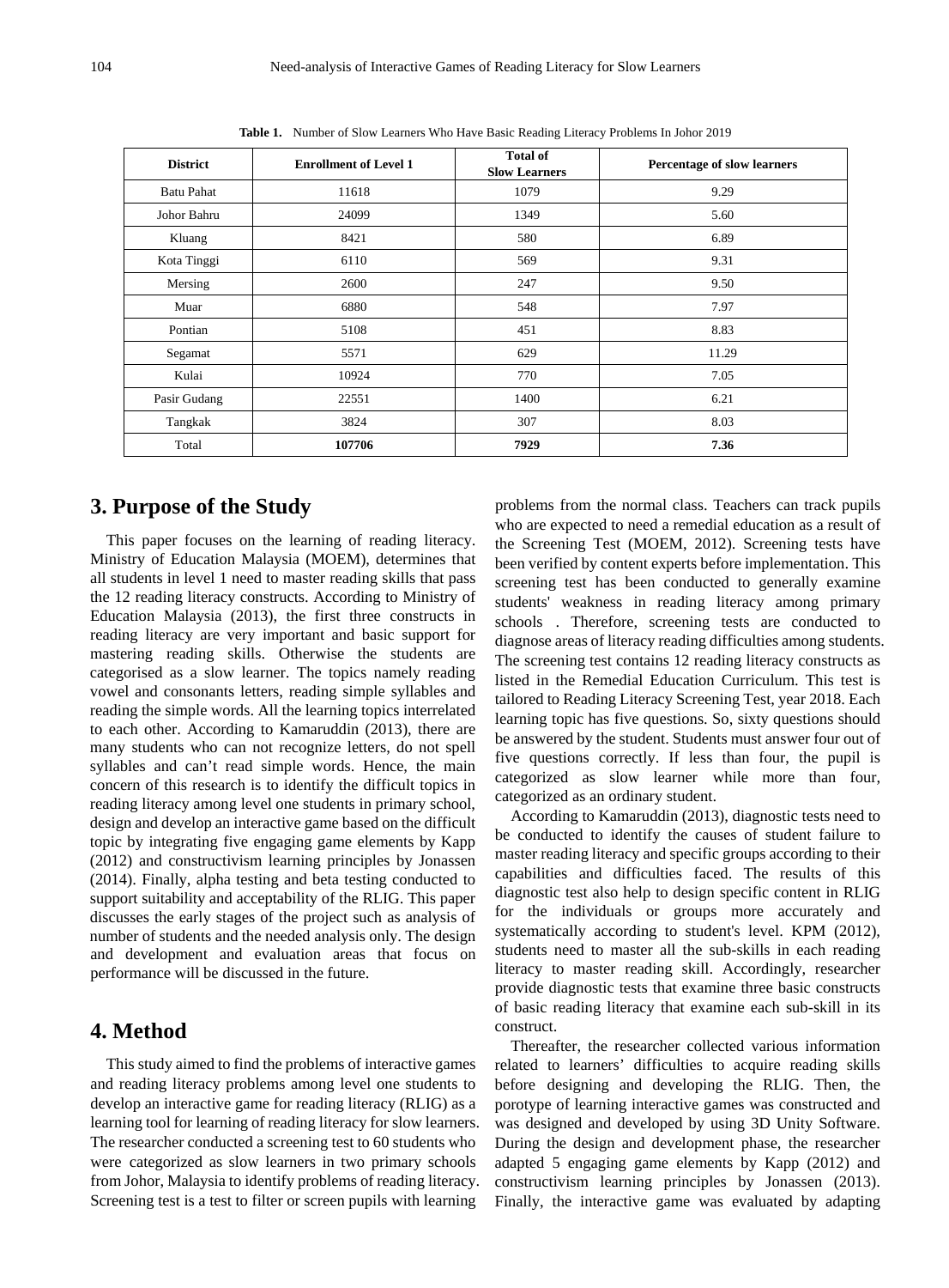**Table 1.** Number of Slow Learners Who Have Basic Reading Literacy Problems In Johor 2019

| District | Enrollment of Level 1 | Total of Slow Learners | Percentage of slow learners |
|---|---|---|---|
| Batu Pahat | 11618 | 1079 | 9.29 |
| Johor Bahru | 24099 | 1349 | 5.60 |
| Kluang | 8421 | 580 | 6.89 |
| Kota Tinggi | 6110 | 569 | 9.31 |
| Mersing | 2600 | 247 | 9.50 |
| Muar | 6880 | 548 | 7.97 |
| Pontian | 5108 | 451 | 8.83 |
| Segamat | 5571 | 629 | 11.29 |
| Kulai | 10924 | 770 | 7.05 |
| Pasir Gudang | 22551 | 1400 | 6.21 |
| Tangkak | 3824 | 307 | 8.03 |
| Total | **107706** | **7929** | **7.36** |

## 3. Purpose of the Study

This paper focuses on the learning of reading literacy. Ministry of Education Malaysia (MOEM), determines that all students in level 1 need to master reading skills that pass the 12 reading literacy constructs. According to Ministry of Education Malaysia (2013), the first three constructs in reading literacy are very important and basic support for mastering reading skills. Otherwise the students are categorised as a slow learner. The topics namely reading vowel and consonants letters, reading simple syllables and reading the simple words. All the learning topics interrelated to each other. According to Kamaruddin (2013), there are many students who can not recognize letters, do not spell syllables and can't read simple words. Hence, the main concern of this research is to identify the difficult topics in reading literacy among level one students in primary school, design and develop an interactive game based on the difficult topic by integrating five engaging game elements by Kapp (2012) and constructivism learning principles by Jonassen (2014). Finally, alpha testing and beta testing conducted to support suitability and acceptability of the RLIG. This paper discusses the early stages of the project such as analysis of number of students and the needed analysis only. The design and development and evaluation areas that focus on performance will be discussed in the future.

## 4. Method

This study aimed to find the problems of interactive games and reading literacy problems among level one students to develop an interactive game for reading literacy (RLIG) as a learning tool for learning of reading literacy for slow learners. The researcher conducted a screening test to 60 students who were categorized as slow learners in two primary schools from Johor, Malaysia to identify problems of reading literacy. Screening test is a test to filter or screen pupils with learning problems from the normal class. Teachers can track pupils who are expected to need a remedial education as a result of the Screening Test (MOEM, 2012). Screening tests have been verified by content experts before implementation. This screening test has been conducted to generally examine students' weakness in reading literacy among primary schools . Therefore, screening tests are conducted to diagnose areas of literacy reading difficulties among students. The screening test contains 12 reading literacy constructs as listed in the Remedial Education Curriculum. This test is tailored to Reading Literacy Screening Test, year 2018. Each learning topic has five questions. So, sixty questions should be answered by the student. Students must answer four out of five questions correctly. If less than four, the pupil is categorized as slow learner while more than four, categorized as an ordinary student.

According to Kamaruddin (2013), diagnostic tests need to be conducted to identify the causes of student failure to master reading literacy and specific groups according to their capabilities and difficulties faced. The results of this diagnostic test also help to design specific content in RLIG for the individuals or groups more accurately and systematically according to student's level. KPM (2012), students need to master all the sub-skills in each reading literacy to master reading skill. Accordingly, researcher provide diagnostic tests that examine three basic constructs of basic reading literacy that examine each sub-skill in its construct.

Thereafter, the researcher collected various information related to learners' difficulties to acquire reading skills before designing and developing the RLIG. Then, the porotype of learning interactive games was constructed and was designed and developed by using 3D Unity Software. During the design and development phase, the researcher adapted 5 engaging game elements by Kapp (2012) and constructivism learning principles by Jonassen (2013). Finally, the interactive game was evaluated by adapting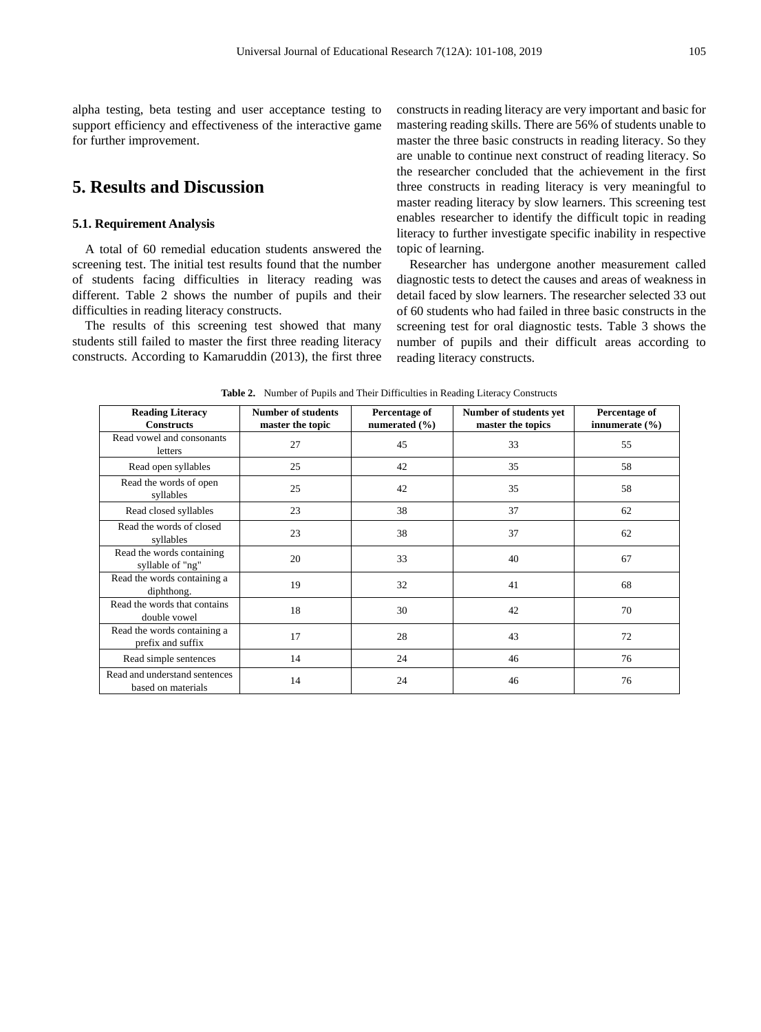alpha testing, beta testing and user acceptance testing to support efficiency and effectiveness of the interactive game for further improvement.

## 5. Results and Discussion

### 5.1. Requirement Analysis

A total of 60 remedial education students answered the screening test. The initial test results found that the number of students facing difficulties in literacy reading was different. Table 2 shows the number of pupils and their difficulties in reading literacy constructs.

The results of this screening test showed that many students still failed to master the first three reading literacy constructs. According to Kamaruddin (2013), the first three constructs in reading literacy are very important and basic for mastering reading skills. There are 56% of students unable to master the three basic constructs in reading literacy. So they are unable to continue next construct of reading literacy. So the researcher concluded that the achievement in the first three constructs in reading literacy is very meaningful to master reading literacy by slow learners. This screening test enables researcher to identify the difficult topic in reading literacy to further investigate specific inability in respective topic of learning.

Researcher has undergone another measurement called diagnostic tests to detect the causes and areas of weakness in detail faced by slow learners. The researcher selected 33 out of 60 students who had failed in three basic constructs in the screening test for oral diagnostic tests. Table 3 shows the number of pupils and their difficult areas according to reading literacy constructs.

**Table 2.** Number of Pupils and Their Difficulties in Reading Literacy Constructs

| Reading Literacy Constructs | Number of students master the topic | Percentage of numerated (%) | Number of students yet master the topics | Percentage of innumerate (%) |
|---|---|---|---|---|
| Read vowel and consonants letters | 27 | 45 | 33 | 55 |
| Read open syllables | 25 | 42 | 35 | 58 |
| Read the words of open syllables | 25 | 42 | 35 | 58 |
| Read closed syllables | 23 | 38 | 37 | 62 |
| Read the words of closed syllables | 23 | 38 | 37 | 62 |
| Read the words containing syllable of "ng" | 20 | 33 | 40 | 67 |
| Read the words containing a diphthong. | 19 | 32 | 41 | 68 |
| Read the words that contains double vowel | 18 | 30 | 42 | 70 |
| Read the words containing a prefix and suffix | 17 | 28 | 43 | 72 |
| Read simple sentences | 14 | 24 | 46 | 76 |
| Read and understand sentences based on materials | 14 | 24 | 46 | 76 |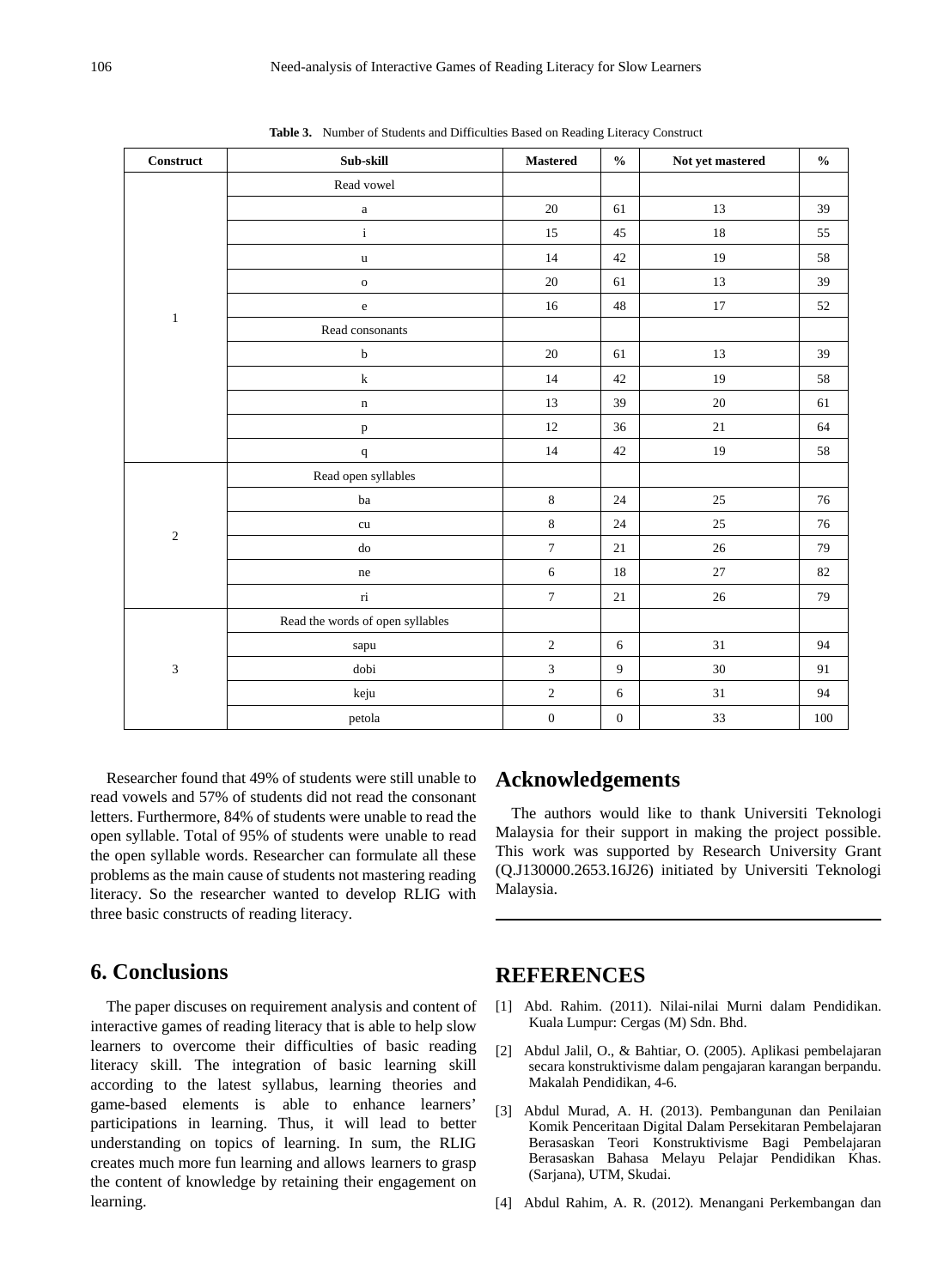**Table 3.** Number of Students and Difficulties Based on Reading Literacy Construct

| Construct | Sub-skill | Mastered | % | Not yet mastered | % |
|---|---|---|---|---|---|
| 1 | Read vowel | | | | |
| | a | 20 | 61 | 13 | 39 |
| | i | 15 | 45 | 18 | 55 |
| | u | 14 | 42 | 19 | 58 |
| | o | 20 | 61 | 13 | 39 |
| | e | 16 | 48 | 17 | 52 |
| | Read consonants | | | | |
| | b | 20 | 61 | 13 | 39 |
| | k | 14 | 42 | 19 | 58 |
| | n | 13 | 39 | 20 | 61 |
| | p | 12 | 36 | 21 | 64 |
| | q | 14 | 42 | 19 | 58 |
| 2 | Read open syllables | | | | |
| | ba | 8 | 24 | 25 | 76 |
| | cu | 8 | 24 | 25 | 76 |
| | do | 7 | 21 | 26 | 79 |
| | ne | 6 | 18 | 27 | 82 |
| | ri | 7 | 21 | 26 | 79 |
| 3 | Read the words of open syllables | | | | |
| | sapu | 2 | 6 | 31 | 94 |
| | dobi | 3 | 9 | 30 | 91 |
| | keju | 2 | 6 | 31 | 94 |
| | petola | 0 | 0 | 33 | 100 |

Researcher found that 49% of students were still unable to read vowels and 57% of students did not read the consonant letters. Furthermore, 84% of students were unable to read the open syllable. Total of 95% of students were unable to read the open syllable words. Researcher can formulate all these problems as the main cause of students not mastering reading literacy. So the researcher wanted to develop RLIG with three basic constructs of reading literacy.

## 6. Conclusions

The paper discuses on requirement analysis and content of interactive games of reading literacy that is able to help slow learners to overcome their difficulties of basic reading literacy skill. The integration of basic learning skill according to the latest syllabus, learning theories and game-based elements is able to enhance learners' participations in learning. Thus, it will lead to better understanding on topics of learning. In sum, the RLIG creates much more fun learning and allows learners to grasp the content of knowledge by retaining their engagement on learning.

## Acknowledgements

The authors would like to thank Universiti Teknologi Malaysia for their support in making the project possible. This work was supported by Research University Grant (Q.J130000.2653.16J26) initiated by Universiti Teknologi Malaysia.

## REFERENCES

[1] Abd. Rahim. (2011). Nilai-nilai Murni dalam Pendidikan. Kuala Lumpur: Cergas (M) Sdn. Bhd.

[2] Abdul Jalil, O., & Bahtiar, O. (2005). Aplikasi pembelajaran secara konstruktivisme dalam pengajaran karangan berpandu. Makalah Pendidikan, 4-6.

[3] Abdul Murad, A. H. (2013). Pembangunan dan Penilaian Komik Penceritaan Digital Dalam Persekitaran Pembelajaran Berasaskan Teori Konstruktivisme Bagi Pembelajaran Berasaskan Bahasa Melayu Pelajar Pendidikan Khas. (Sarjana), UTM, Skudai.

[4] Abdul Rahim, A. R. (2012). Menangani Perkembangan dan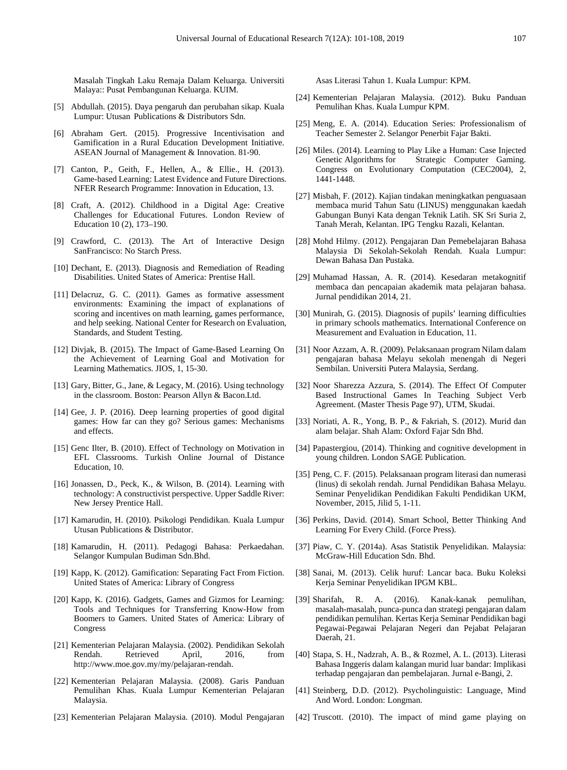Masalah Tingkah Laku Remaja Dalam Keluarga. Universiti Malaya:: Pusat Pembangunan Keluarga. KUIM.

[5] Abdullah. (2015). Daya pengaruh dan perubahan sikap. Kuala Lumpur: Utusan Publications & Distributors Sdn.

[6] Abraham Gert. (2015). Progressive Incentivisation and Gamification in a Rural Education Development Initiative. ASEAN Journal of Management & Innovation. 81-90.

[7] Canton, P., Geith, F., Hellen, A., & Ellie., H. (2013). Game-based Learning: Latest Evidence and Future Directions. NFER Research Programme: Innovation in Education, 13.

[8] Craft, A. (2012). Childhood in a Digital Age: Creative Challenges for Educational Futures. London Review of Education 10 (2), 173–190.

[9] Crawford, C. (2013). The Art of Interactive Design SanFrancisco: No Starch Press.

[10] Dechant, E. (2013). Diagnosis and Remediation of Reading Disabilities. United States of America: Prentise Hall.

[11] Delacruz, G. C. (2011). Games as formative assessment environments: Examining the impact of explanations of scoring and incentives on math learning, games performance, and help seeking. National Center for Research on Evaluation, Standards, and Student Testing.

[12] Divjak, B. (2015). The Impact of Game-Based Learning On the Achievement of Learning Goal and Motivation for Learning Mathematics. JIOS, 1, 15-30.

[13] Gary, Bitter, G., Jane, & Legacy, M. (2016). Using technology in the classroom. Boston: Pearson Allyn & Bacon.Ltd.

[14] Gee, J. P. (2016). Deep learning properties of good digital games: How far can they go? Serious games: Mechanisms and effects.

[15] Genc Ilter, B. (2010). Effect of Technology on Motivation in EFL Classrooms. Turkish Online Journal of Distance Education, 10.

[16] Jonassen, D., Peck, K., & Wilson, B. (2014). Learning with technology: A constructivist perspective. Upper Saddle River: New Jersey Prentice Hall.

[17] Kamarudin, H. (2010). Psikologi Pendidikan. Kuala Lumpur Utusan Publications & Distributor.

[18] Kamarudin, H. (2011). Pedagogi Bahasa: Perkaedahan. Selangor Kumpulan Budiman Sdn.Bhd.

[19] Kapp, K. (2012). Gamification: Separating Fact From Fiction. United States of America: Library of Congress

[20] Kapp, K. (2016). Gadgets, Games and Gizmos for Learning: Tools and Techniques for Transferring Know-How from Boomers to Gamers. United States of America: Library of Congress

[21] Kementerian Pelajaran Malaysia. (2002). Pendidikan Sekolah Rendah. Retrieved April, 2016, from http://www.moe.gov.my/my/pelajaran-rendah.

[22] Kementerian Pelajaran Malaysia. (2008). Garis Panduan Pemulihan Khas. Kuala Lumpur Kementerian Pelajaran Malaysia.

[23] Kementerian Pelajaran Malaysia. (2010). Modul Pengajaran Asas Literasi Tahun 1. Kuala Lumpur: KPM.

[24] Kementerian Pelajaran Malaysia. (2012). Buku Panduan Pemulihan Khas. Kuala Lumpur KPM.

[25] Meng, E. A. (2014). Education Series: Professionalism of Teacher Semester 2. Selangor Penerbit Fajar Bakti.

[26] Miles. (2014). Learning to Play Like a Human: Case Injected Genetic Algorithms for Strategic Computer Gaming. Congress on Evolutionary Computation (CEC2004), 2, 1441-1448.

[27] Misbah, F. (2012). Kajian tindakan meningkatkan penguasaan membaca murid Tahun Satu (LINUS) menggunakan kaedah Gabungan Bunyi Kata dengan Teknik Latih. SK Sri Suria 2, Tanah Merah, Kelantan. IPG Tengku Razali, Kelantan.

[28] Mohd Hilmy. (2012). Pengajaran Dan Pemebelajaran Bahasa Malaysia Di Sekolah-Sekolah Rendah. Kuala Lumpur: Dewan Bahasa Dan Pustaka.

[29] Muhamad Hassan, A. R. (2014). Kesedaran metakognitif membaca dan pencapaian akademik mata pelajaran bahasa. Jurnal pendidikan 2014, 21.

[30] Munirah, G. (2015). Diagnosis of pupils' learning difficulties in primary schools mathematics. International Conference on Measurement and Evaluation in Education, 11.

[31] Noor Azzam, A. R. (2009). Pelaksanaan program Nilam dalam pengajaran bahasa Melayu sekolah menengah di Negeri Sembilan. Universiti Putera Malaysia, Serdang.

[32] Noor Sharezza Azzura, S. (2014). The Effect Of Computer Based Instructional Games In Teaching Subject Verb Agreement. (Master Thesis Page 97), UTM, Skudai.

[33] Noriati, A. R., Yong, B. P., & Fakriah, S. (2012). Murid dan alam belajar. Shah Alam: Oxford Fajar Sdn Bhd.

[34] Papastergiou, (2014). Thinking and cognitive development in young children. London SAGE Publication.

[35] Peng, C. F. (2015). Pelaksanaan program literasi dan numerasi (linus) di sekolah rendah. Jurnal Pendidikan Bahasa Melayu. Seminar Penyelidikan Pendidikan Fakulti Pendidikan UKM, November, 2015, Jilid 5, 1-11.

[36] Perkins, David. (2014). Smart School, Better Thinking And Learning For Every Child. (Force Press).

[37] Piaw, C. Y. (2014a). Asas Statistik Penyelidikan. Malaysia: McGraw-Hill Education Sdn. Bhd.

[38] Sanai, M. (2013). Celik huruf: Lancar baca. Buku Koleksi Kerja Seminar Penyelidikan IPGM KBL.

[39] Sharifah, R. A. (2016). Kanak-kanak pemulihan, masalah-masalah, punca-punca dan strategi pengajaran dalam pendidikan pemulihan. Kertas Kerja Seminar Pendidikan bagi Pegawai-Pegawai Pelajaran Negeri dan Pejabat Pelajaran Daerah, 21.

[40] Stapa, S. H., Nadzrah, A. B., & Rozmel, A. L. (2013). Literasi Bahasa Inggeris dalam kalangan murid luar bandar: Implikasi terhadap pengajaran dan pembelajaran. Jurnal e-Bangi, 2.

[41] Steinberg, D.D. (2012). Psycholinguistic: Language, Mind And Word. London: Longman.

[42] Truscott. (2010). The impact of mind game playing on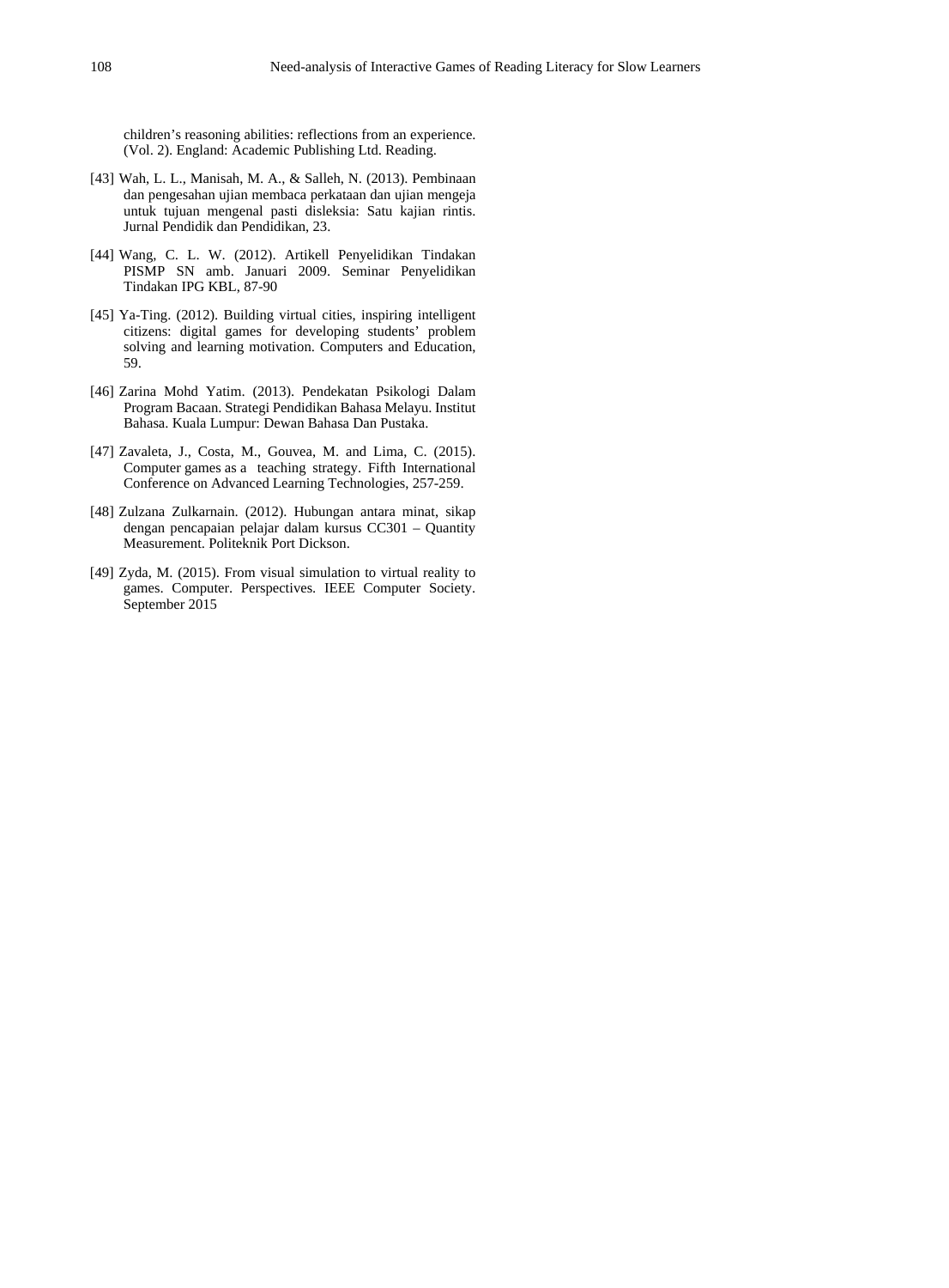children's reasoning abilities: reflections from an experience. (Vol. 2). England: Academic Publishing Ltd. Reading.

[43] Wah, L. L., Manisah, M. A., & Salleh, N. (2013). Pembinaan dan pengesahan ujian membaca perkataan dan ujian mengeja untuk tujuan mengenal pasti disleksia: Satu kajian rintis. Jurnal Pendidik dan Pendidikan, 23.

[44] Wang, C. L. W. (2012). Artikell Penyelidikan Tindakan PISMP SN amb. Januari 2009. Seminar Penyelidikan Tindakan IPG KBL, 87-90

[45] Ya-Ting. (2012). Building virtual cities, inspiring intelligent citizens: digital games for developing students' problem solving and learning motivation. Computers and Education, 59.

[46] Zarina Mohd Yatim. (2013). Pendekatan Psikologi Dalam Program Bacaan. Strategi Pendidikan Bahasa Melayu. Institut Bahasa. Kuala Lumpur: Dewan Bahasa Dan Pustaka.

[47] Zavaleta, J., Costa, M., Gouvea, M. and Lima, C. (2015). Computer games as a teaching strategy. Fifth International Conference on Advanced Learning Technologies, 257-259.

[48] Zulzana Zulkarnain. (2012). Hubungan antara minat, sikap dengan pencapaian pelajar dalam kursus CC301 – Quantity Measurement. Politeknik Port Dickson.

[49] Zyda, M. (2015). From visual simulation to virtual reality to games. Computer. Perspectives. IEEE Computer Society. September 2015